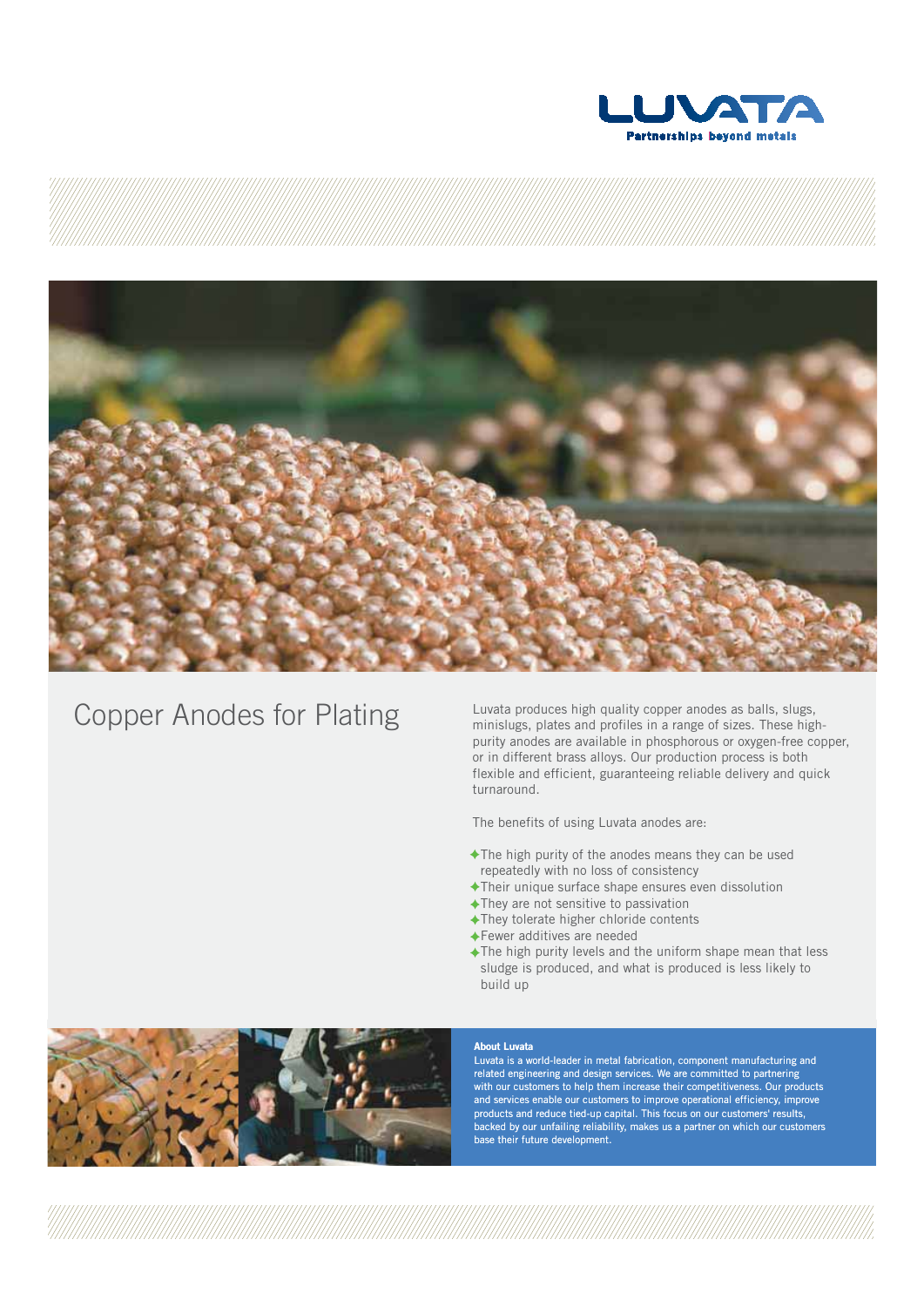LUVATA

Partnerships beyond metals

# Copper Anodes for Plating

Luvata produces high quality copper anodes as balls, slugs, minislugs, plates and profiles in a range of sizes. These high-purity anodes are available in phosphorous or oxygen-free copper, or in different brass alloys. Our production process is both flexible and efficient, guaranteeing reliable delivery and quick turnaround.

The benefits of using Luvata anodes are:

- The high purity of the anodes means they can be used repeatedly with no loss of consistency
- Their unique surface shape ensures even dissolution
- They are not sensitive to passivation
- They tolerate higher chloride contents
- Fewer additives are needed
- The high purity levels and the uniform shape mean that less sludge is produced, and what is produced is less likely to build up

**About Luvata**

Luvata is a world-leader in metal fabrication, component manufacturing and related engineering and design services. We are committed to partnering with our customers to help them increase their competitiveness. Our products and services enable our customers to improve operational efficiency, improve products and reduce tied-up capital. This focus on our customers' results, backed by our unfailing reliability, makes us a partner on which our customers base their future development.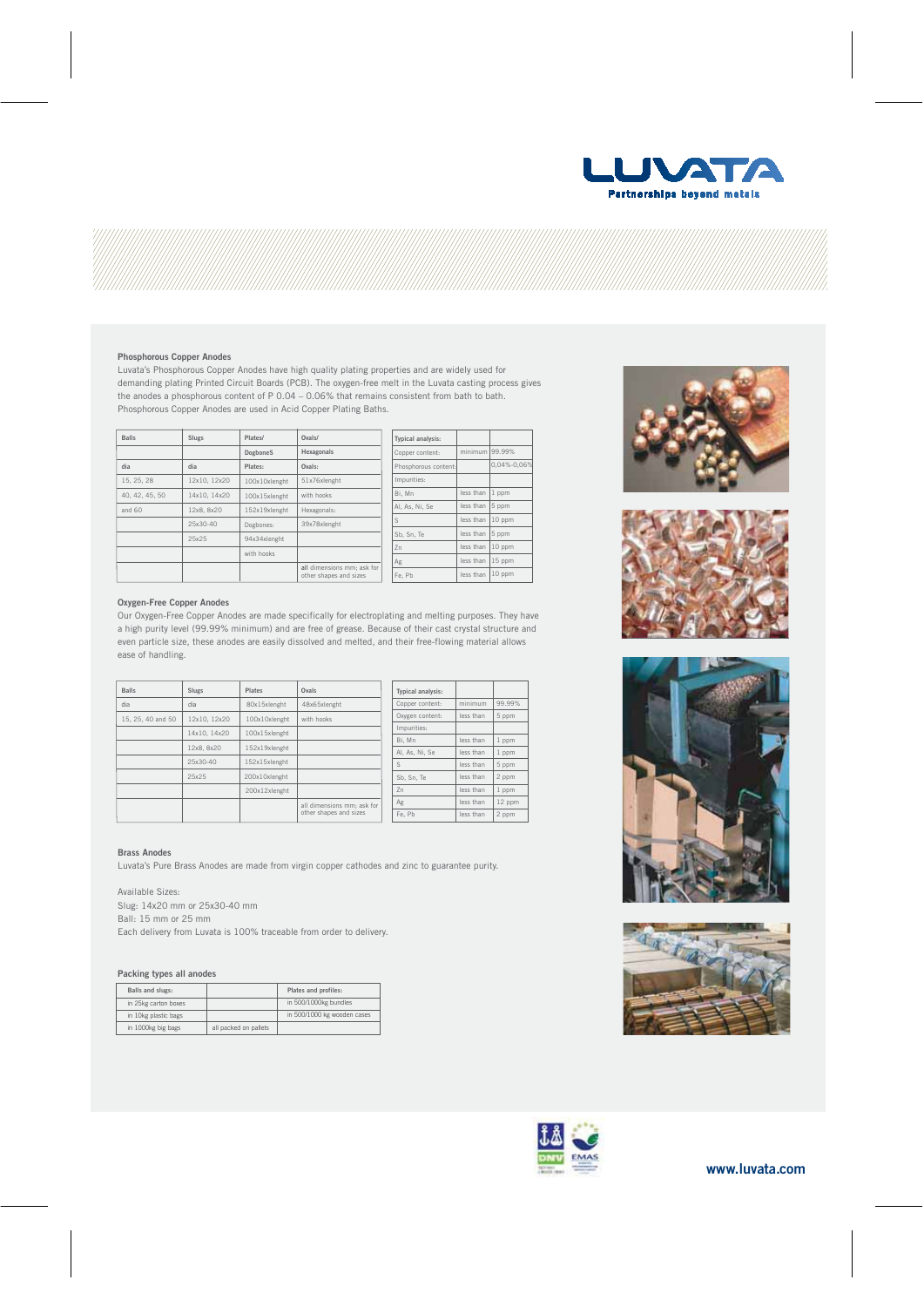## Phosphorous Copper Anodes

Luvata's Phosphorous Copper Anodes have high quality plating properties and are widely used for demanding plating Printed Circuit Boards (PCB). The oxygen-free melt in the Luvata casting process gives the anodes a phosphorous content of P 0.04 – 0.06% that remains consistent from bath to bath. Phosphorous Copper Anodes are used in Acid Copper Plating Baths.

| Balls | Slugs | Plates/ | Ovals/ |
|---|---|---|---|
| | | DogboneS | Hexagonals |
| dia | dia | Plates: | Ovals: |
| 15, 25, 28 | 12x10, 12x20 | 100x10lenght | 51x76xlenght |
| 40, 42, 45, 50 | 14x10, 14x20 | 100x15xlenght | with hooks |
| and 60 | 12x8, 8x20 | 152x19xlenght | Hexagonals: |
| | 25x30-40 | Dogbones: | 39x78xlenght |
| | 25x25 | 94x34xlenght | |
| | | with hooks | |
| | | | all dimensions mm; ask for other shapes and sizes |

| Typical analysis: | | |
|---|---|---|
| Copper content: | minimum | 99.99% |
| Phosphorous content: | | 0,04%-0,06% |
| Impurities: | | |
| Bi, Mn | less than | 1 ppm |
| Al, As, Ni, Se | less than | 5 ppm |
| S | less than | 10 ppm |
| Sb, Sn, Te | less than | 5 ppm |
| Zn | less than | 10 ppm |
| Ag | less than | 15 ppm |
| Fe, Pb | less than | 10 ppm |

## Oxygen-Free Copper Anodes

Our Oxygen-Free Copper Anodes are made specifically for electroplating and melting purposes. They have a high purity level (99.99% minimum) and are free of grease. Because of their cast crystal structure and even particle size, these anodes are easily dissolved and melted, and their free-flowing material allows ease of handling.

| Balls | Slugs | Plates | Ovals |
|---|---|---|---|
| dia | dia | 80x15xlenght | 48x65xlenght |
| 15, 25, 40 and 50 | 12x10, 12x20 | 100x10xlenght | with hooks |
| | 14x10, 14x20 | 100x15xlenght | |
| | 12x8, 8x20 | 152x19xlenght | |
| | 25x30-40 | 152x15xlenght | |
| | 25x25 | 200x10xlenght | |
| | | 200x12xlenght | |
| | | | all dimensions mm; ask for other shapes and sizes |

| Typical analysis: | | |
|---|---|---|
| Copper content: | minimum | 99.99% |
| Oxygen content: | less than | 5 ppm |
| Impurities: | | |
| Bi, Mn | less than | 1 ppm |
| Al, As, Ni, Se | less than | 1 ppm |
| S | less than | 5 ppm |
| Sb, Sn, Te | less than | 2 ppm |
| Zn | less than | 1 ppm |
| Ag | less than | 12 ppm |
| Fe, Pb | less than | 2 ppm |

## Brass Anodes

Luvata's Pure Brass Anodes are made from virgin copper cathodes and zinc to guarantee purity.

Available Sizes:
Slug: 14x20 mm or 25x30-40 mm
Ball: 15 mm or 25 mm
Each delivery from Luvata is 100% traceable from order to delivery.

## Packing types all anodes

| Balls and slugs: | | Plates and profiles: |
|---|---|---|
| in 25kg carton boxes | | in 500/1000kg bundles |
| in 10kg plastic bags | | in 500/1000 kg wooden cases |
| in 1000kg big bags | all packed on pallets | |

www.luvata.com